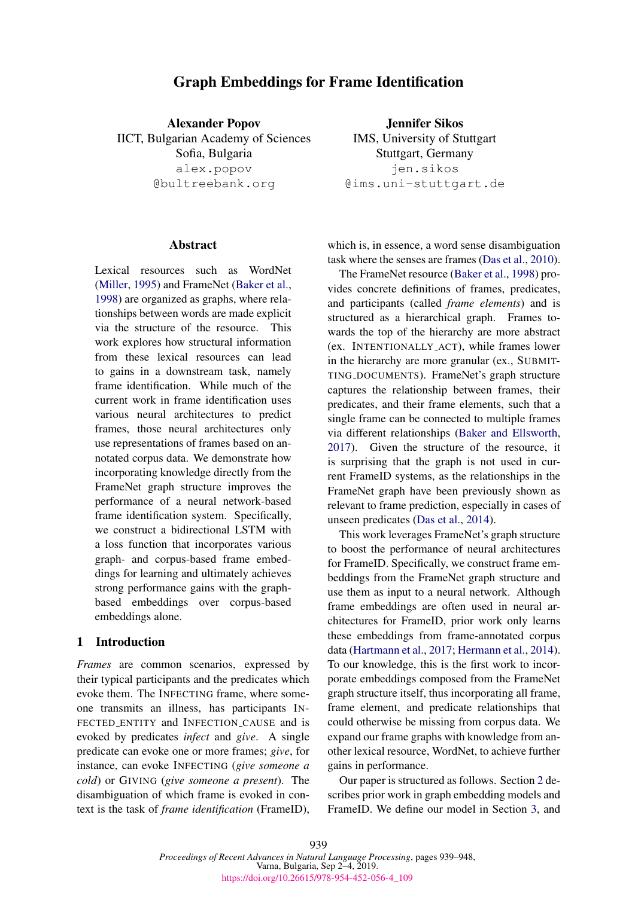# Graph Embeddings for Frame Identification

**Alexander Popov**
IICT, Bulgarian Academy of Sciences
Sofia, Bulgaria
alex.popov
@bultreebank.org

**Jennifer Sikos**
IMS, University of Stuttgart
Stuttgart, Germany
jen.sikos
@ims.uni-stuttgart.de

## Abstract

Lexical resources such as WordNet (Miller, 1995) and FrameNet (Baker et al., 1998) are organized as graphs, where relationships between words are made explicit via the structure of the resource. This work explores how structural information from these lexical resources can lead to gains in a downstream task, namely frame identification. While much of the current work in frame identification uses various neural architectures to predict frames, those neural architectures only use representations of frames based on annotated corpus data. We demonstrate how incorporating knowledge directly from the FrameNet graph structure improves the performance of a neural network-based frame identification system. Specifically, we construct a bidirectional LSTM with a loss function that incorporates various graph- and corpus-based frame embeddings for learning and ultimately achieves strong performance gains with the graph-based embeddings over corpus-based embeddings alone.

## 1 Introduction

*Frames* are common scenarios, expressed by their typical participants and the predicates which evoke them. The INFECTING frame, where someone transmits an illness, has participants INFECTED_ENTITY and INFECTION_CAUSE and is evoked by predicates *infect* and *give*. A single predicate can evoke one or more frames; *give*, for instance, can evoke INFECTING (*give someone a cold*) or GIVING (*give someone a present*). The disambiguation of which frame is evoked in context is the task of *frame identification* (FrameID), which is, in essence, a word sense disambiguation task where the senses are frames (Das et al., 2010).

The FrameNet resource (Baker et al., 1998) provides concrete definitions of frames, predicates, and participants (called *frame elements*) and is structured as a hierarchical graph. Frames towards the top of the hierarchy are more abstract (ex. INTENTIONALLY_ACT), while frames lower in the hierarchy are more granular (ex., SUBMITTING_DOCUMENTS). FrameNet's graph structure captures the relationship between frames, their predicates, and their frame elements, such that a single frame can be connected to multiple frames via different relationships (Baker and Ellsworth, 2017). Given the structure of the resource, it is surprising that the graph is not used in current FrameID systems, as the relationships in the FrameNet graph have been previously shown as relevant to frame prediction, especially in cases of unseen predicates (Das et al., 2014).

This work leverages FrameNet's graph structure to boost the performance of neural architectures for FrameID. Specifically, we construct frame embeddings from the FrameNet graph structure and use them as input to a neural network. Although frame embeddings are often used in neural architectures for FrameID, prior work only learns these embeddings from frame-annotated corpus data (Hartmann et al., 2017; Hermann et al., 2014). To our knowledge, this is the first work to incorporate embeddings composed from the FrameNet graph structure itself, thus incorporating all frame, frame element, and predicate relationships that could otherwise be missing from corpus data. We expand our frame graphs with knowledge from another lexical resource, WordNet, to achieve further gains in performance.

Our paper is structured as follows. Section 2 describes prior work in graph embedding models and FrameID. We define our model in Section 3, and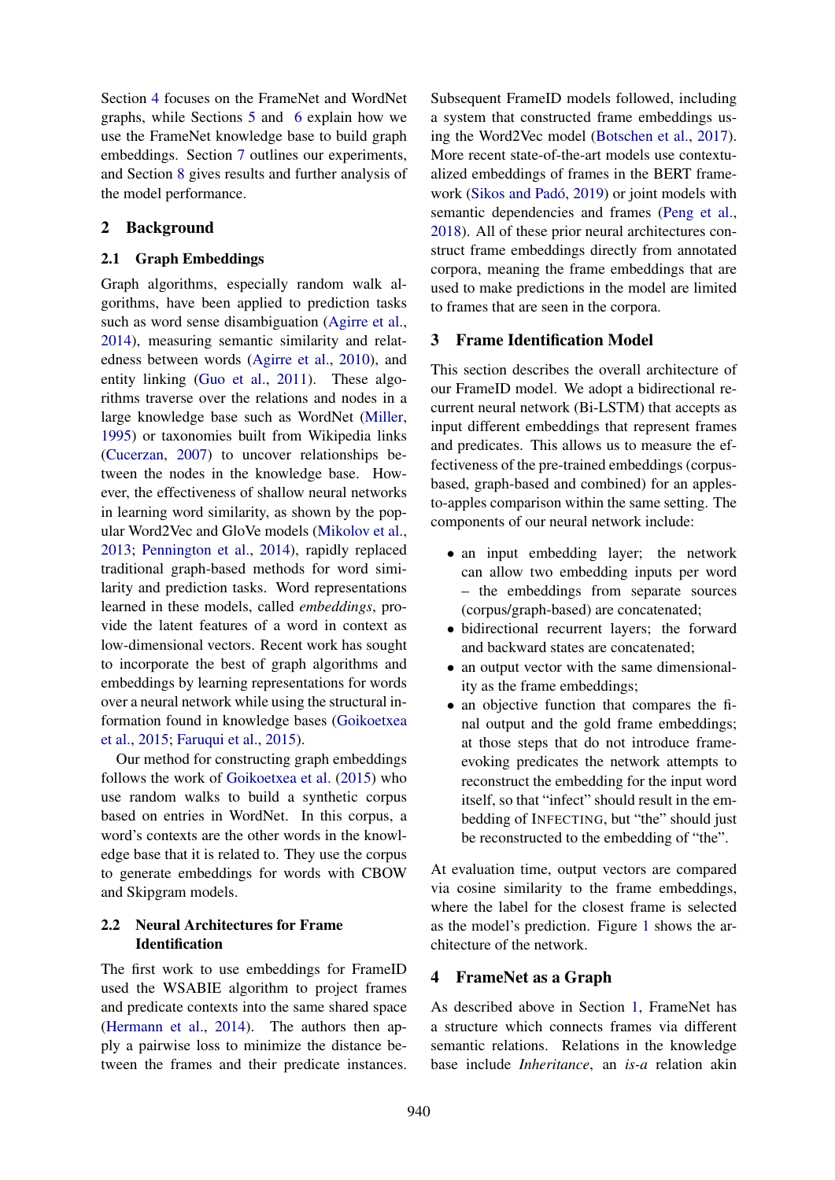Section 4 focuses on the FrameNet and WordNet graphs, while Sections 5 and 6 explain how we use the FrameNet knowledge base to build graph embeddings. Section 7 outlines our experiments, and Section 8 gives results and further analysis of the model performance.

## 2 Background

### 2.1 Graph Embeddings

Graph algorithms, especially random walk algorithms, have been applied to prediction tasks such as word sense disambiguation (Agirre et al., 2014), measuring semantic similarity and relatedness between words (Agirre et al., 2010), and entity linking (Guo et al., 2011). These algorithms traverse over the relations and nodes in a large knowledge base such as WordNet (Miller, 1995) or taxonomies built from Wikipedia links (Cucerzan, 2007) to uncover relationships between the nodes in the knowledge base. However, the effectiveness of shallow neural networks in learning word similarity, as shown by the popular Word2Vec and GloVe models (Mikolov et al., 2013; Pennington et al., 2014), rapidly replaced traditional graph-based methods for word similarity and prediction tasks. Word representations learned in these models, called *embeddings*, provide the latent features of a word in context as low-dimensional vectors. Recent work has sought to incorporate the best of graph algorithms and embeddings by learning representations for words over a neural network while using the structural information found in knowledge bases (Goikoetxea et al., 2015; Faruqui et al., 2015).

Our method for constructing graph embeddings follows the work of Goikoetxea et al. (2015) who use random walks to build a synthetic corpus based on entries in WordNet. In this corpus, a word's contexts are the other words in the knowledge base that it is related to. They use the corpus to generate embeddings for words with CBOW and Skipgram models.

### 2.2 Neural Architectures for Frame Identification

The first work to use embeddings for FrameID used the WSABIE algorithm to project frames and predicate contexts into the same shared space (Hermann et al., 2014). The authors then apply a pairwise loss to minimize the distance between the frames and their predicate instances. Subsequent FrameID models followed, including a system that constructed frame embeddings using the Word2Vec model (Botschen et al., 2017). More recent state-of-the-art models use contextualized embeddings of frames in the BERT framework (Sikos and Padó, 2019) or joint models with semantic dependencies and frames (Peng et al., 2018). All of these prior neural architectures construct frame embeddings directly from annotated corpora, meaning the frame embeddings that are used to make predictions in the model are limited to frames that are seen in the corpora.

## 3 Frame Identification Model

This section describes the overall architecture of our FrameID model. We adopt a bidirectional recurrent neural network (Bi-LSTM) that accepts as input different embeddings that represent frames and predicates. This allows us to measure the effectiveness of the pre-trained embeddings (corpus-based, graph-based and combined) for an apples-to-apples comparison within the same setting. The components of our neural network include:

- an input embedding layer; the network can allow two embedding inputs per word – the embeddings from separate sources (corpus/graph-based) are concatenated;
- bidirectional recurrent layers; the forward and backward states are concatenated;
- an output vector with the same dimensionality as the frame embeddings;
- an objective function that compares the final output and the gold frame embeddings; at those steps that do not introduce frame-evoking predicates the network attempts to reconstruct the embedding for the input word itself, so that "infect" should result in the embedding of INFECTING, but "the" should just be reconstructed to the embedding of "the".

At evaluation time, output vectors are compared via cosine similarity to the frame embeddings, where the label for the closest frame is selected as the model's prediction. Figure 1 shows the architecture of the network.

## 4 FrameNet as a Graph

As described above in Section 1, FrameNet has a structure which connects frames via different semantic relations. Relations in the knowledge base include *Inheritance*, an *is-a* relation akin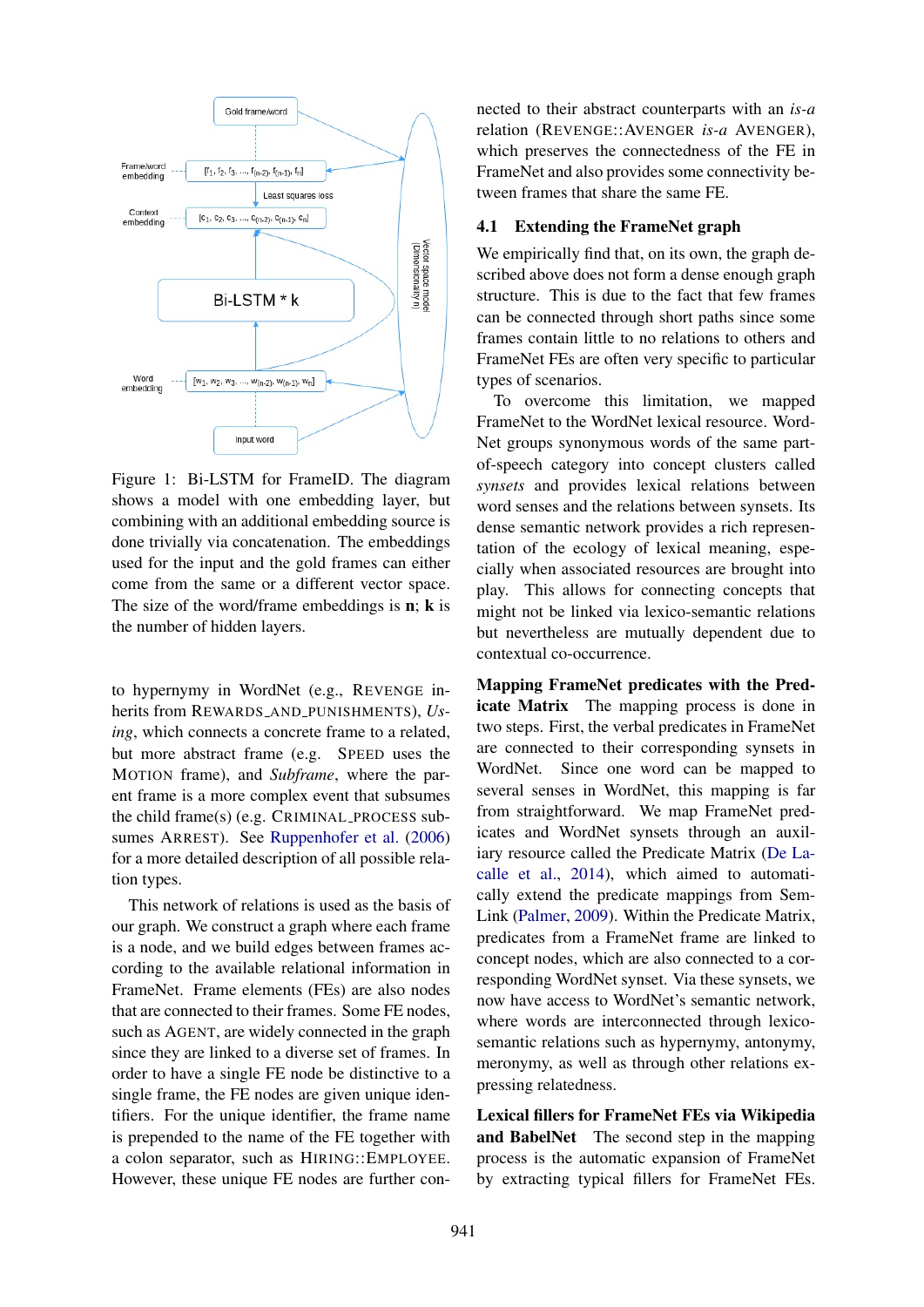Figure 1: Bi-LSTM for FrameID. The diagram shows a model with one embedding layer, but combining with an additional embedding source is done trivially via concatenation. The embeddings used for the input and the gold frames can either come from the same or a different vector space. The size of the word/frame embeddings is **n**; **k** is the number of hidden layers.

to hypernymy in WordNet (e.g., REVENGE inherits from REWARDS_AND_PUNISHMENTS), *Using*, which connects a concrete frame to a related, but more abstract frame (e.g. SPEED uses the MOTION frame), and *Subframe*, where the parent frame is a more complex event that subsumes the child frame(s) (e.g. CRIMINAL_PROCESS subsumes ARREST). See Ruppenhofer et al. (2006) for a more detailed description of all possible relation types.

This network of relations is used as the basis of our graph. We construct a graph where each frame is a node, and we build edges between frames according to the available relational information in FrameNet. Frame elements (FEs) are also nodes that are connected to their frames. Some FE nodes, such as AGENT, are widely connected in the graph since they are linked to a diverse set of frames. In order to have a single FE node be distinctive to a single frame, the FE nodes are given unique identifiers. For the unique identifier, the frame name is prepended to the name of the FE together with a colon separator, such as HIRING::EMPLOYEE. However, these unique FE nodes are further connected to their abstract counterparts with an *is-a* relation (REVENGE::AVENGER *is-a* AVENGER), which preserves the connectedness of the FE in FrameNet and also provides some connectivity between frames that share the same FE.

### 4.1 Extending the FrameNet graph

We empirically find that, on its own, the graph described above does not form a dense enough graph structure. This is due to the fact that few frames can be connected through short paths since some frames contain little to no relations to others and FrameNet FEs are often very specific to particular types of scenarios.

To overcome this limitation, we mapped FrameNet to the WordNet lexical resource. WordNet groups synonymous words of the same part-of-speech category into concept clusters called *synsets* and provides lexical relations between word senses and the relations between synsets. Its dense semantic network provides a rich representation of the ecology of lexical meaning, especially when associated resources are brought into play. This allows for connecting concepts that might not be linked via lexico-semantic relations but nevertheless are mutually dependent due to contextual co-occurrence.

**Mapping FrameNet predicates with the Predicate Matrix** The mapping process is done in two steps. First, the verbal predicates in FrameNet are connected to their corresponding synsets in WordNet. Since one word can be mapped to several senses in WordNet, this mapping is far from straightforward. We map FrameNet predicates and WordNet synsets through an auxiliary resource called the Predicate Matrix (De Lacalle et al., 2014), which aimed to automatically extend the predicate mappings from SemLink (Palmer, 2009). Within the Predicate Matrix, predicates from a FrameNet frame are linked to concept nodes, which are also connected to a corresponding WordNet synset. Via these synsets, we now have access to WordNet's semantic network, where words are interconnected through lexico-semantic relations such as hypernymy, antonymy, meronymy, as well as through other relations expressing relatedness.

**Lexical fillers for FrameNet FEs via Wikipedia and BabelNet** The second step in the mapping process is the automatic expansion of FrameNet by extracting typical fillers for FrameNet FEs.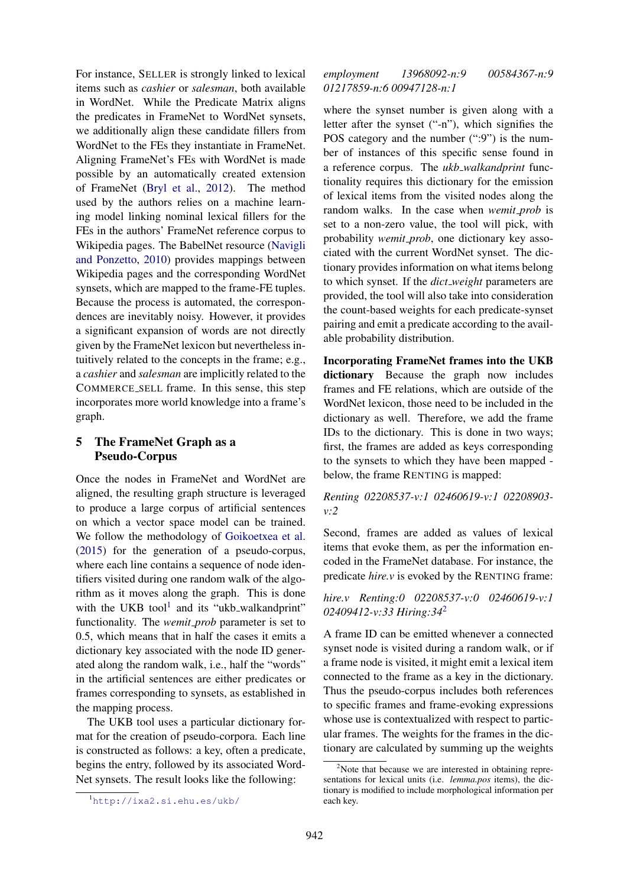For instance, SELLER is strongly linked to lexical items such as *cashier* or *salesman*, both available in WordNet. While the Predicate Matrix aligns the predicates in FrameNet to WordNet synsets, we additionally align these candidate fillers from WordNet to the FEs they instantiate in FrameNet. Aligning FrameNet's FEs with WordNet is made possible by an automatically created extension of FrameNet (Bryl et al., 2012). The method used by the authors relies on a machine learning model linking nominal lexical fillers for the FEs in the authors' FrameNet reference corpus to Wikipedia pages. The BabelNet resource (Navigli and Ponzetto, 2010) provides mappings between Wikipedia pages and the corresponding WordNet synsets, which are mapped to the frame-FE tuples. Because the process is automated, the correspondences are inevitably noisy. However, it provides a significant expansion of words are not directly given by the FrameNet lexicon but nevertheless intuitively related to the concepts in the frame; e.g., a *cashier* and *salesman* are implicitly related to the COMMERCE_SELL frame. In this sense, this step incorporates more world knowledge into a frame's graph.

## 5 The FrameNet Graph as a Pseudo-Corpus

Once the nodes in FrameNet and WordNet are aligned, the resulting graph structure is leveraged to produce a large corpus of artificial sentences on which a vector space model can be trained. We follow the methodology of Goikoetxea et al. (2015) for the generation of a pseudo-corpus, where each line contains a sequence of node identifiers visited during one random walk of the algorithm as it moves along the graph. This is done with the UKB tool[1] and its "ukb_walkandprint" functionality. The *wemit_prob* parameter is set to 0.5, which means that in half the cases it emits a dictionary key associated with the node ID generated along the random walk, i.e., half the "words" in the artificial sentences are either predicates or frames corresponding to synsets, as established in the mapping process.

The UKB tool uses a particular dictionary format for the creation of pseudo-corpora. Each line is constructed as follows: a key, often a predicate, begins the entry, followed by its associated WordNet synsets. The result looks like the following:

*employment 13968092-n:9 00584367-n:9 01217859-n:6 00947128-n:1*

where the synset number is given along with a letter after the synset ("-n"), which signifies the POS category and the number (":9") is the number of instances of this specific sense found in a reference corpus. The *ukb_walkandprint* functionality requires this dictionary for the emission of lexical items from the visited nodes along the random walks. In the case when *wemit_prob* is set to a non-zero value, the tool will pick, with probability *wemit_prob*, one dictionary key associated with the current WordNet synset. The dictionary provides information on what items belong to which synset. If the *dict_weight* parameters are provided, the tool will also take into consideration the count-based weights for each predicate-synset pairing and emit a predicate according to the available probability distribution.

**Incorporating FrameNet frames into the UKB dictionary** Because the graph now includes frames and FE relations, which are outside of the WordNet lexicon, those need to be included in the dictionary as well. Therefore, we add the frame IDs to the dictionary. This is done in two ways; first, the frames are added as keys corresponding to the synsets to which they have been mapped - below, the frame RENTING is mapped:

*Renting 02208537-v:1 02460619-v:1 02208903-v:2*

Second, frames are added as values of lexical items that evoke them, as per the information encoded in the FrameNet database. For instance, the predicate *hire.v* is evoked by the RENTING frame:

*hire.v Renting:0 02208537-v:0 02460619-v:1 02409412-v:33 Hiring:34*[2]

A frame ID can be emitted whenever a connected synset node is visited during a random walk, or if a frame node is visited, it might emit a lexical item connected to the frame as a key in the dictionary. Thus the pseudo-corpus includes both references to specific frames and frame-evoking expressions whose use is contextualized with respect to particular frames. The weights for the frames in the dictionary are calculated by summing up the weights

[1] http://ixa2.si.ehu.es/ukb/

[2] Note that because we are interested in obtaining representations for lexical units (i.e. *lemma.pos* items), the dictionary is modified to include morphological information per each key.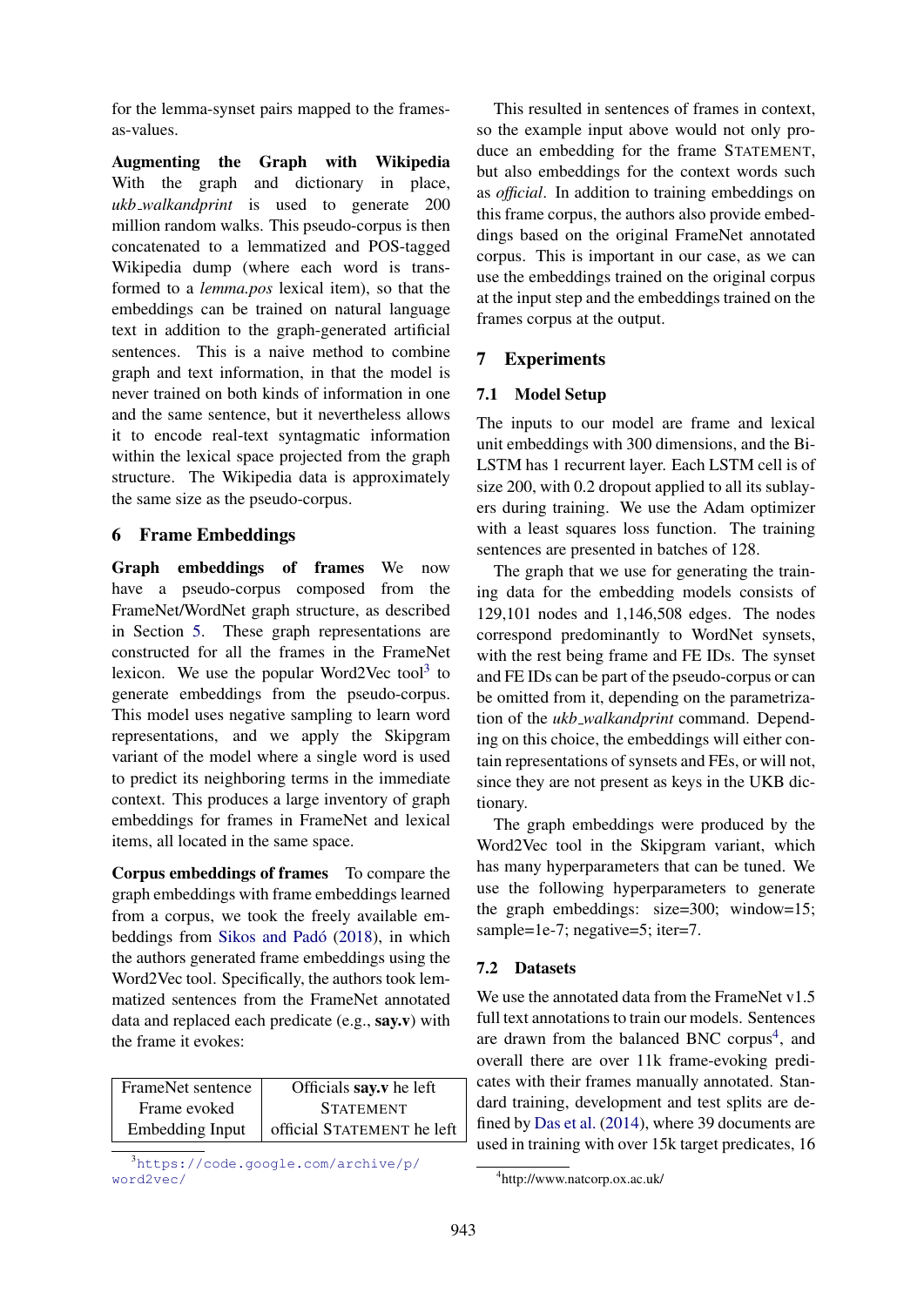for the lemma-synset pairs mapped to the frames-as-values.

**Augmenting the Graph with Wikipedia** With the graph and dictionary in place, *ukb_walkandprint* is used to generate 200 million random walks. This pseudo-corpus is then concatenated to a lemmatized and POS-tagged Wikipedia dump (where each word is transformed to a *lemma.pos* lexical item), so that the embeddings can be trained on natural language text in addition to the graph-generated artificial sentences. This is a naive method to combine graph and text information, in that the model is never trained on both kinds of information in one and the same sentence, but it nevertheless allows it to encode real-text syntagmatic information within the lexical space projected from the graph structure. The Wikipedia data is approximately the same size as the pseudo-corpus.

## 6 Frame Embeddings

**Graph embeddings of frames** We now have a pseudo-corpus composed from the FrameNet/WordNet graph structure, as described in Section 5. These graph representations are constructed for all the frames in the FrameNet lexicon. We use the popular Word2Vec tool[3] to generate embeddings from the pseudo-corpus. This model uses negative sampling to learn word representations, and we apply the Skipgram variant of the model where a single word is used to predict its neighboring terms in the immediate context. This produces a large inventory of graph embeddings for frames in FrameNet and lexical items, all located in the same space.

**Corpus embeddings of frames** To compare the graph embeddings with frame embeddings learned from a corpus, we took the freely available embeddings from Sikos and Padó (2018), in which the authors generated frame embeddings using the Word2Vec tool. Specifically, the authors took lemmatized sentences from the FrameNet annotated data and replaced each predicate (e.g., **say.v**) with the frame it evokes:

| FrameNet sentence | Officials **say.v** he left |
|---|---|
| Frame evoked | STATEMENT |
| Embedding Input | official STATEMENT he left |

[3] https://code.google.com/archive/p/word2vec/

This resulted in sentences of frames in context, so the example input above would not only produce an embedding for the frame STATEMENT, but also embeddings for the context words such as *official*. In addition to training embeddings on this frame corpus, the authors also provide embeddings based on the original FrameNet annotated corpus. This is important in our case, as we can use the embeddings trained on the original corpus at the input step and the embeddings trained on the frames corpus at the output.

## 7 Experiments

### 7.1 Model Setup

The inputs to our model are frame and lexical unit embeddings with 300 dimensions, and the Bi-LSTM has 1 recurrent layer. Each LSTM cell is of size 200, with 0.2 dropout applied to all its sublayers during training. We use the Adam optimizer with a least squares loss function. The training sentences are presented in batches of 128.

The graph that we use for generating the training data for the embedding models consists of 129,101 nodes and 1,146,508 edges. The nodes correspond predominantly to WordNet synsets, with the rest being frame and FE IDs. The synset and FE IDs can be part of the pseudo-corpus or can be omitted from it, depending on the parametrization of the *ukb_walkandprint* command. Depending on this choice, the embeddings will either contain representations of synsets and FEs, or will not, since they are not present as keys in the UKB dictionary.

The graph embeddings were produced by the Word2Vec tool in the Skipgram variant, which has many hyperparameters that can be tuned. We use the following hyperparameters to generate the graph embeddings: size=300; window=15; sample=1e-7; negative=5; iter=7.

### 7.2 Datasets

We use the annotated data from the FrameNet v1.5 full text annotations to train our models. Sentences are drawn from the balanced BNC corpus[4], and overall there are over 11k frame-evoking predicates with their frames manually annotated. Standard training, development and test splits are defined by Das et al. (2014), where 39 documents are used in training with over 15k target predicates, 16

[4] http://www.natcorp.ox.ac.uk/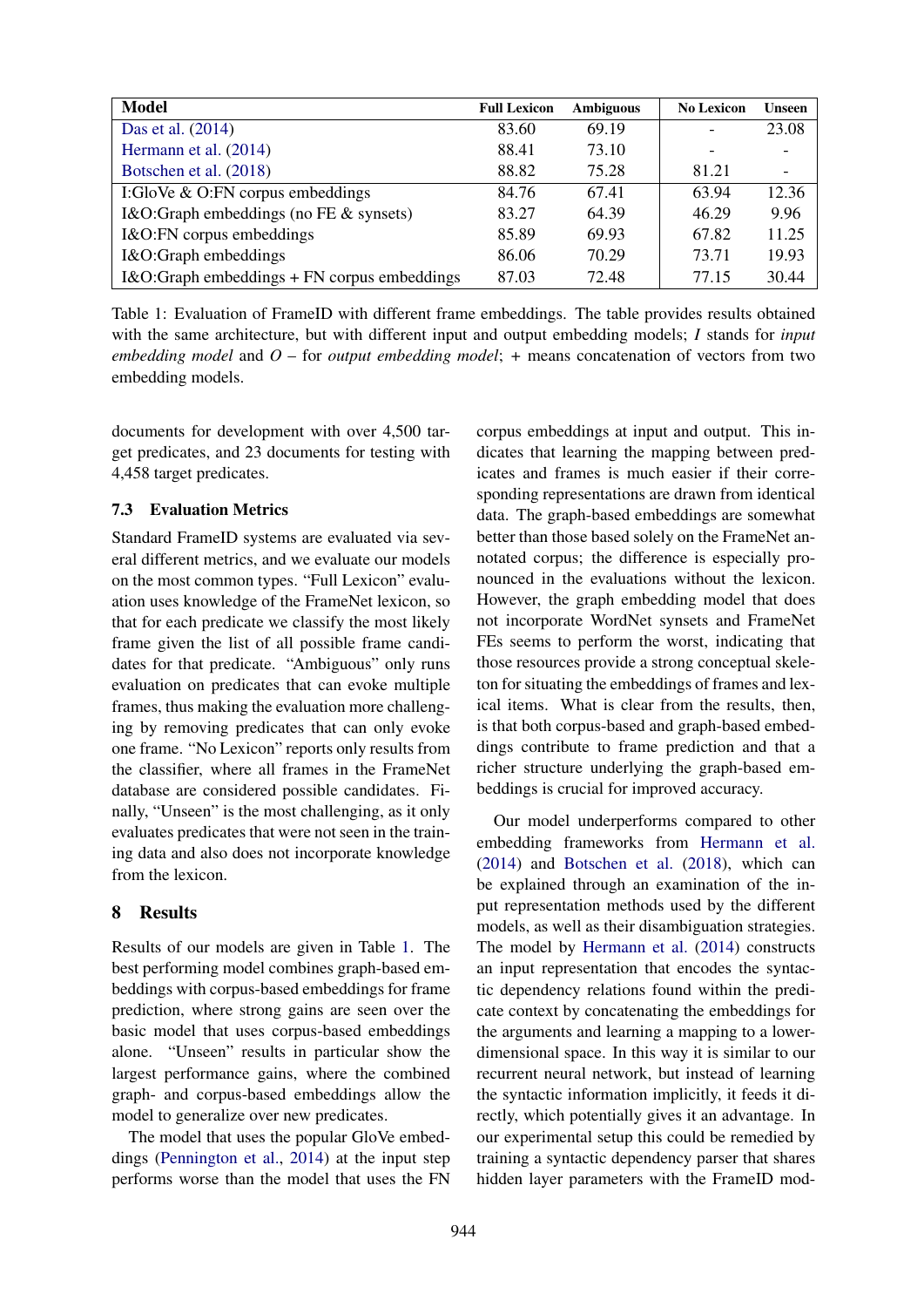| Model | Full Lexicon | Ambiguous | No Lexicon | Unseen |
|---|---|---|---|---|
| Das et al. (2014) | 83.60 | 69.19 | - | 23.08 |
| Hermann et al. (2014) | 88.41 | 73.10 | - | - |
| Botschen et al. (2018) | 88.82 | 75.28 | 81.21 | - |
| I:GloVe & O:FN corpus embeddings | 84.76 | 67.41 | 63.94 | 12.36 |
| I&O:Graph embeddings (no FE & synsets) | 83.27 | 64.39 | 46.29 | 9.96 |
| I&O:FN corpus embeddings | 85.89 | 69.93 | 67.82 | 11.25 |
| I&O:Graph embeddings | 86.06 | 70.29 | 73.71 | 19.93 |
| I&O:Graph embeddings + FN corpus embeddings | 87.03 | 72.48 | 77.15 | 30.44 |

Table 1: Evaluation of FrameID with different frame embeddings. The table provides results obtained with the same architecture, but with different input and output embedding models; *I* stands for *input embedding model* and *O* – for *output embedding model*; + means concatenation of vectors from two embedding models.

documents for development with over 4,500 target predicates, and 23 documents for testing with 4,458 target predicates.

### 7.3 Evaluation Metrics

Standard FrameID systems are evaluated via several different metrics, and we evaluate our models on the most common types. "Full Lexicon" evaluation uses knowledge of the FrameNet lexicon, so that for each predicate we classify the most likely frame given the list of all possible frame candidates for that predicate. "Ambiguous" only runs evaluation on predicates that can evoke multiple frames, thus making the evaluation more challenging by removing predicates that can only evoke one frame. "No Lexicon" reports only results from the classifier, where all frames in the FrameNet database are considered possible candidates. Finally, "Unseen" is the most challenging, as it only evaluates predicates that were not seen in the training data and also does not incorporate knowledge from the lexicon.

## 8 Results

Results of our models are given in Table 1. The best performing model combines graph-based embeddings with corpus-based embeddings for frame prediction, where strong gains are seen over the basic model that uses corpus-based embeddings alone. "Unseen" results in particular show the largest performance gains, where the combined graph- and corpus-based embeddings allow the model to generalize over new predicates.

The model that uses the popular GloVe embeddings (Pennington et al., 2014) at the input step performs worse than the model that uses the FN corpus embeddings at input and output. This indicates that learning the mapping between predicates and frames is much easier if their corresponding representations are drawn from identical data. The graph-based embeddings are somewhat better than those based solely on the FrameNet annotated corpus; the difference is especially pronounced in the evaluations without the lexicon. However, the graph embedding model that does not incorporate WordNet synsets and FrameNet FEs seems to perform the worst, indicating that those resources provide a strong conceptual skeleton for situating the embeddings of frames and lexical items. What is clear from the results, then, is that both corpus-based and graph-based embeddings contribute to frame prediction and that a richer structure underlying the graph-based embeddings is crucial for improved accuracy.

Our model underperforms compared to other embedding frameworks from Hermann et al. (2014) and Botschen et al. (2018), which can be explained through an examination of the input representation methods used by the different models, as well as their disambiguation strategies. The model by Hermann et al. (2014) constructs an input representation that encodes the syntactic dependency relations found within the predicate context by concatenating the embeddings for the arguments and learning a mapping to a lower-dimensional space. In this way it is similar to our recurrent neural network, but instead of learning the syntactic information implicitly, it feeds it directly, which potentially gives it an advantage. In our experimental setup this could be remedied by training a syntactic dependency parser that shares hidden layer parameters with the FrameID mod-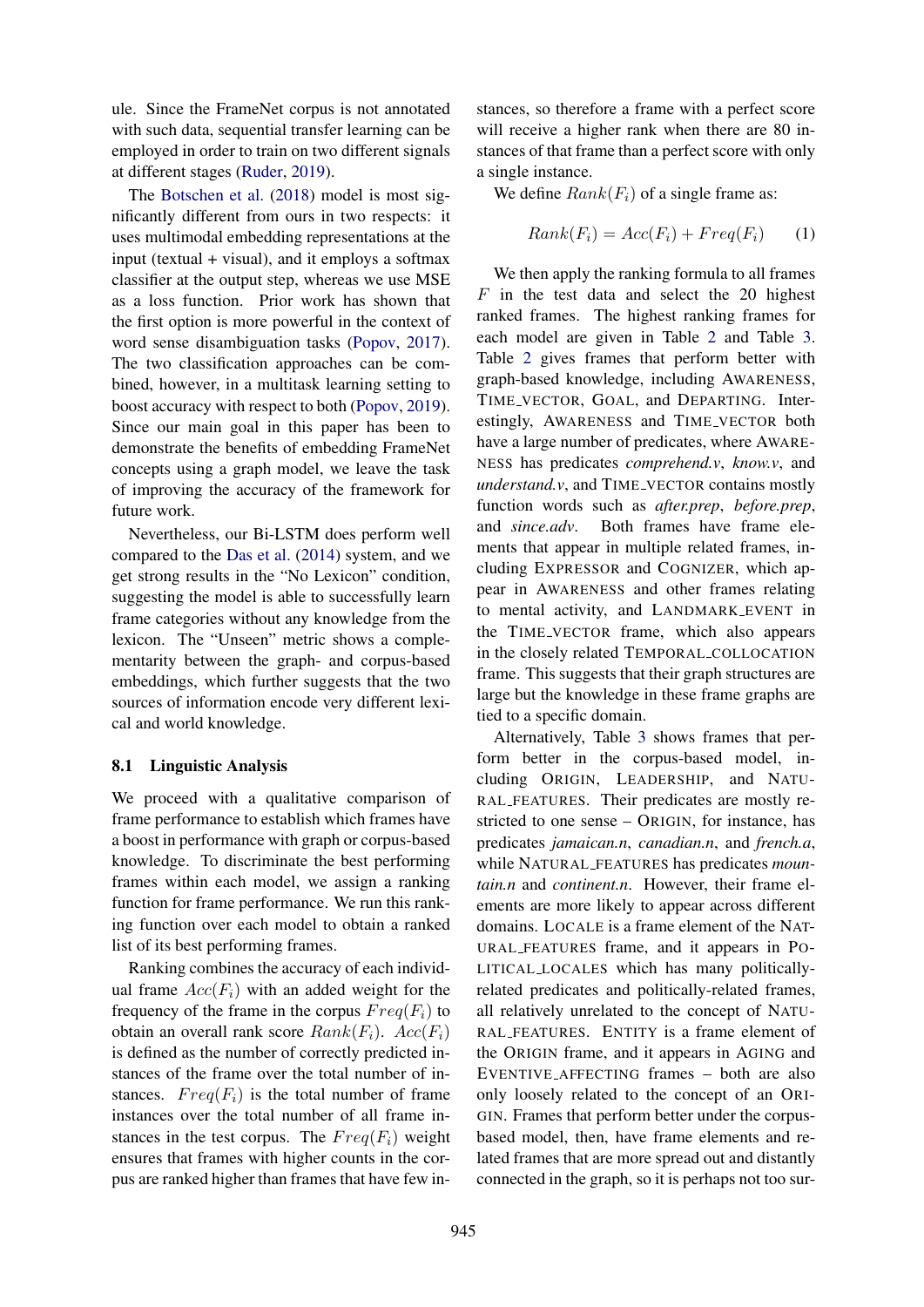ule. Since the FrameNet corpus is not annotated with such data, sequential transfer learning can be employed in order to train on two different signals at different stages (Ruder, 2019).

The Botschen et al. (2018) model is most significantly different from ours in two respects: it uses multimodal embedding representations at the input (textual + visual), and it employs a softmax classifier at the output step, whereas we use MSE as a loss function. Prior work has shown that the first option is more powerful in the context of word sense disambiguation tasks (Popov, 2017). The two classification approaches can be combined, however, in a multitask learning setting to boost accuracy with respect to both (Popov, 2019). Since our main goal in this paper has been to demonstrate the benefits of embedding FrameNet concepts using a graph model, we leave the task of improving the accuracy of the framework for future work.

Nevertheless, our Bi-LSTM does perform well compared to the Das et al. (2014) system, and we get strong results in the "No Lexicon" condition, suggesting the model is able to successfully learn frame categories without any knowledge from the lexicon. The "Unseen" metric shows a complementarity between the graph- and corpus-based embeddings, which further suggests that the two sources of information encode very different lexical and world knowledge.

### 8.1 Linguistic Analysis

We proceed with a qualitative comparison of frame performance to establish which frames have a boost in performance with graph or corpus-based knowledge. To discriminate the best performing frames within each model, we assign a ranking function for frame performance. We run this ranking function over each model to obtain a ranked list of its best performing frames.

Ranking combines the accuracy of each individual frame $Acc(F_i)$ with an added weight for the frequency of the frame in the corpus $Freq(F_i)$ to obtain an overall rank score $Rank(F_i)$. $Acc(F_i)$ is defined as the number of correctly predicted instances of the frame over the total number of instances. $Freq(F_i)$ is the total number of frame instances over the total number of all frame instances in the test corpus. The $Freq(F_i)$ weight ensures that frames with higher counts in the corpus are ranked higher than frames that have few instances, so therefore a frame with a perfect score will receive a higher rank when there are 80 instances of that frame than a perfect score with only a single instance.

We define $Rank(F_i)$ of a single frame as:

$$Rank(F_i) = Acc(F_i) + Freq(F_i) \quad (1)$$

We then apply the ranking formula to all frames $F$ in the test data and select the 20 highest ranked frames. The highest ranking frames for each model are given in Table 2 and Table 3. Table 2 gives frames that perform better with graph-based knowledge, including AWARENESS, TIME_VECTOR, GOAL, and DEPARTING. Interestingly, AWARENESS and TIME_VECTOR both have a large number of predicates, where AWARENESS has predicates *comprehend.v*, *know.v*, and *understand.v*, and TIME_VECTOR contains mostly function words such as *after.prep*, *before.prep*, and *since.adv*. Both frames have frame elements that appear in multiple related frames, including EXPRESSOR and COGNIZER, which appear in AWARENESS and other frames relating to mental activity, and LANDMARK_EVENT in the TIME_VECTOR frame, which also appears in the closely related TEMPORAL_COLLOCATION frame. This suggests that their graph structures are large but the knowledge in these frame graphs are tied to a specific domain.

Alternatively, Table 3 shows frames that perform better in the corpus-based model, including ORIGIN, LEADERSHIP, and NATURAL_FEATURES. Their predicates are mostly restricted to one sense – ORIGIN, for instance, has predicates *jamaican.n*, *canadian.n*, and *french.a*, while NATURAL_FEATURES has predicates *mountain.n* and *continent.n*. However, their frame elements are more likely to appear across different domains. LOCALE is a frame element of the NATURAL_FEATURES frame, and it appears in POLITICAL_LOCALES which has many politically-related predicates and politically-related frames, all relatively unrelated to the concept of NATURAL_FEATURES. ENTITY is a frame element of the ORIGIN frame, and it appears in AGING and EVENTIVE_AFFECTING frames – both are also only loosely related to the concept of an ORIGIN. Frames that perform better under the corpus-based model, then, have frame elements and related frames that are more spread out and distantly connected in the graph, so it is perhaps not too sur-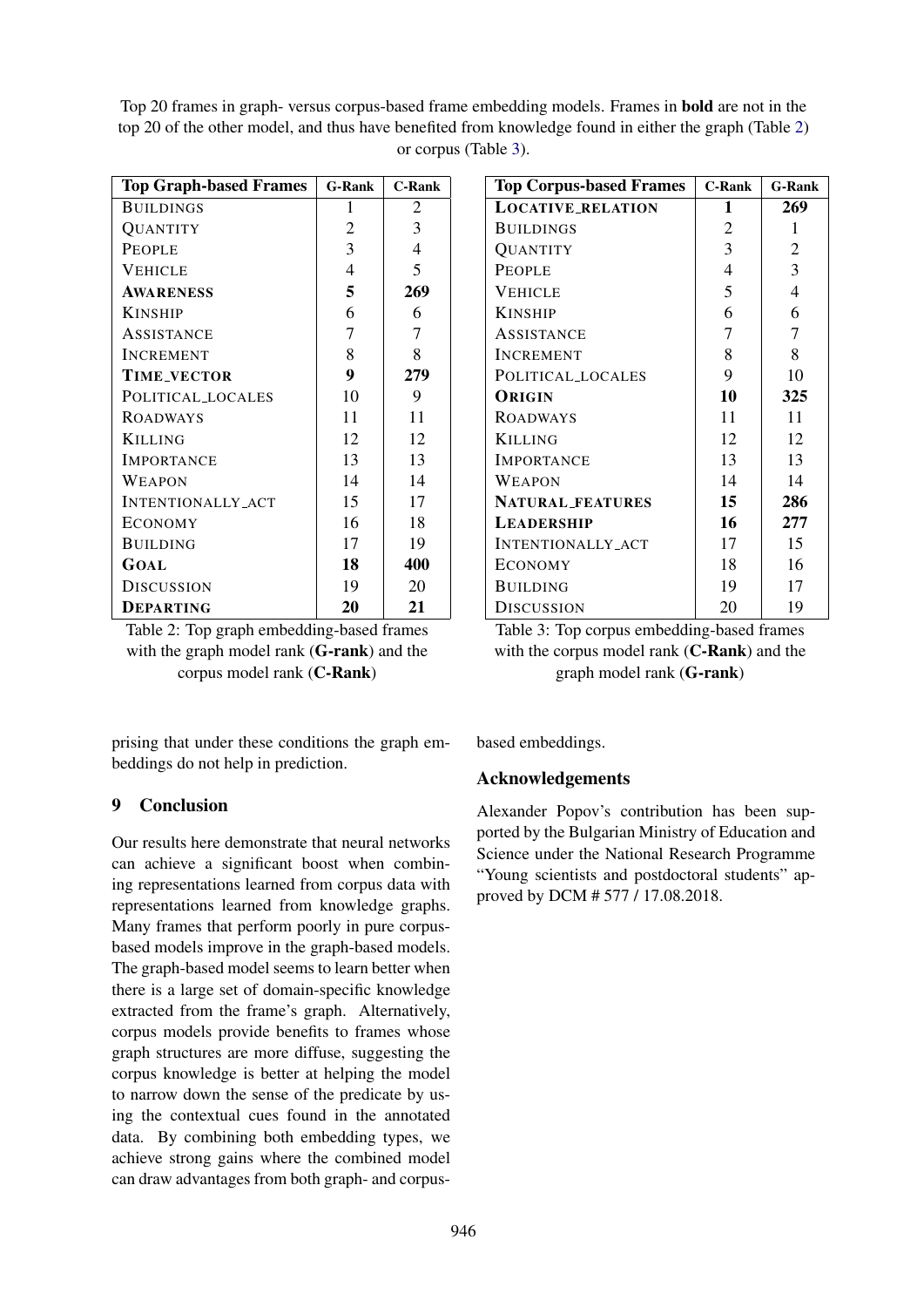Top 20 frames in graph- versus corpus-based frame embedding models. Frames in **bold** are not in the top 20 of the other model, and thus have benefited from knowledge found in either the graph (Table 2) or corpus (Table 3).

| Top Graph-based Frames | G-Rank | C-Rank |
|---|---|---|
| BUILDINGS | 1 | 2 |
| QUANTITY | 2 | 3 |
| PEOPLE | 3 | 4 |
| VEHICLE | 4 | 5 |
| **AWARENESS** | **5** | **269** |
| KINSHIP | 6 | 6 |
| ASSISTANCE | 7 | 7 |
| INCREMENT | 8 | 8 |
| **TIME_VECTOR** | **9** | **279** |
| POLITICAL_LOCALES | 10 | 9 |
| ROADWAYS | 11 | 11 |
| KILLING | 12 | 12 |
| IMPORTANCE | 13 | 13 |
| WEAPON | 14 | 14 |
| INTENTIONALLY_ACT | 15 | 17 |
| ECONOMY | 16 | 18 |
| BUILDING | 17 | 19 |
| **GOAL** | **18** | **400** |
| DISCUSSION | 19 | 20 |
| **DEPARTING** | **20** | **21** |

Table 2: Top graph embedding-based frames with the graph model rank (**G-rank**) and the corpus model rank (**C-Rank**)

| Top Corpus-based Frames | C-Rank | G-Rank |
|---|---|---|
| **LOCATIVE_RELATION** | **1** | **269** |
| BUILDINGS | 2 | 1 |
| QUANTITY | 3 | 2 |
| PEOPLE | 4 | 3 |
| VEHICLE | 5 | 4 |
| KINSHIP | 6 | 6 |
| ASSISTANCE | 7 | 7 |
| INCREMENT | 8 | 8 |
| POLITICAL_LOCALES | 9 | 10 |
| **ORIGIN** | **10** | **325** |
| ROADWAYS | 11 | 11 |
| KILLING | 12 | 12 |
| IMPORTANCE | 13 | 13 |
| WEAPON | 14 | 14 |
| **NATURAL_FEATURES** | **15** | **286** |
| **LEADERSHIP** | **16** | **277** |
| INTENTIONALLY_ACT | 17 | 15 |
| ECONOMY | 18 | 16 |
| BUILDING | 19 | 17 |
| DISCUSSION | 20 | 19 |

Table 3: Top corpus embedding-based frames with the corpus model rank (**C-Rank**) and the graph model rank (**G-rank**)

prising that under these conditions the graph embeddings do not help in prediction.

## 9 Conclusion

Our results here demonstrate that neural networks can achieve a significant boost when combining representations learned from corpus data with representations learned from knowledge graphs. Many frames that perform poorly in pure corpus-based models improve in the graph-based models. The graph-based model seems to learn better when there is a large set of domain-specific knowledge extracted from the frame's graph. Alternatively, corpus models provide benefits to frames whose graph structures are more diffuse, suggesting the corpus knowledge is better at helping the model to narrow down the sense of the predicate by using the contextual cues found in the annotated data. By combining both embedding types, we achieve strong gains where the combined model can draw advantages from both graph- and corpus-based embeddings.

## Acknowledgements

Alexander Popov's contribution has been supported by the Bulgarian Ministry of Education and Science under the National Research Programme "Young scientists and postdoctoral students" approved by DCM # 577 / 17.08.2018.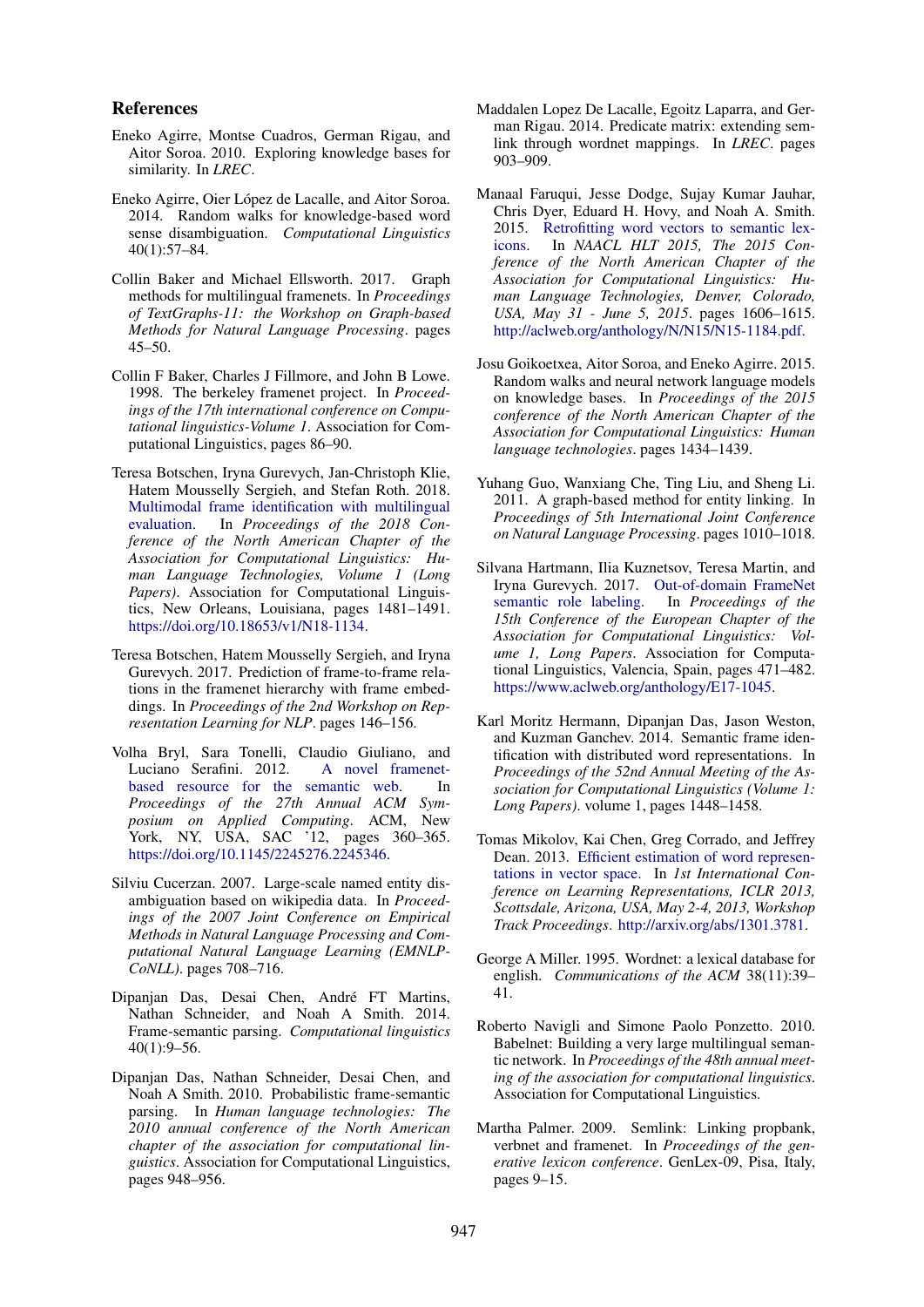## References

Eneko Agirre, Montse Cuadros, German Rigau, and Aitor Soroa. 2010. Exploring knowledge bases for similarity. In *LREC*.

Eneko Agirre, Oier López de Lacalle, and Aitor Soroa. 2014. Random walks for knowledge-based word sense disambiguation. *Computational Linguistics* 40(1):57–84.

Collin Baker and Michael Ellsworth. 2017. Graph methods for multilingual framenets. In *Proceedings of TextGraphs-11: the Workshop on Graph-based Methods for Natural Language Processing*. pages 45–50.

Collin F Baker, Charles J Fillmore, and John B Lowe. 1998. The berkeley framenet project. In *Proceedings of the 17th international conference on Computational linguistics-Volume 1*. Association for Computational Linguistics, pages 86–90.

Teresa Botschen, Iryna Gurevych, Jan-Christoph Klie, Hatem Mousselly Sergieh, and Stefan Roth. 2018. Multimodal frame identification with multilingual evaluation. In *Proceedings of the 2018 Conference of the North American Chapter of the Association for Computational Linguistics: Human Language Technologies, Volume 1 (Long Papers)*. Association for Computational Linguistics, New Orleans, Louisiana, pages 1481–1491. https://doi.org/10.18653/v1/N18-1134.

Teresa Botschen, Hatem Mousselly Sergieh, and Iryna Gurevych. 2017. Prediction of frame-to-frame relations in the framenet hierarchy with frame embeddings. In *Proceedings of the 2nd Workshop on Representation Learning for NLP*. pages 146–156.

Volha Bryl, Sara Tonelli, Claudio Giuliano, and Luciano Serafini. 2012. A novel framenet-based resource for the semantic web. In *Proceedings of the 27th Annual ACM Symposium on Applied Computing*. ACM, New York, NY, USA, SAC '12, pages 360–365. https://doi.org/10.1145/2245276.2245346.

Silviu Cucerzan. 2007. Large-scale named entity disambiguation based on wikipedia data. In *Proceedings of the 2007 Joint Conference on Empirical Methods in Natural Language Processing and Computational Natural Language Learning (EMNLP-CoNLL)*. pages 708–716.

Dipanjan Das, Desai Chen, André FT Martins, Nathan Schneider, and Noah A Smith. 2014. Frame-semantic parsing. *Computational linguistics* 40(1):9–56.

Dipanjan Das, Nathan Schneider, Desai Chen, and Noah A Smith. 2010. Probabilistic frame-semantic parsing. In *Human language technologies: The 2010 annual conference of the North American chapter of the association for computational linguistics*. Association for Computational Linguistics, pages 948–956.

Maddalen Lopez De Lacalle, Egoitz Laparra, and German Rigau. 2014. Predicate matrix: extending semlink through wordnet mappings. In *LREC*. pages 903–909.

Manaal Faruqui, Jesse Dodge, Sujay Kumar Jauhar, Chris Dyer, Eduard H. Hovy, and Noah A. Smith. 2015. Retrofitting word vectors to semantic lexicons. In *NAACL HLT 2015, The 2015 Conference of the North American Chapter of the Association for Computational Linguistics: Human Language Technologies, Denver, Colorado, USA, May 31 - June 5, 2015*. pages 1606–1615. http://aclweb.org/anthology/N/N15/N15-1184.pdf.

Josu Goikoetxea, Aitor Soroa, and Eneko Agirre. 2015. Random walks and neural network language models on knowledge bases. In *Proceedings of the 2015 conference of the North American Chapter of the Association for Computational Linguistics: Human language technologies*. pages 1434–1439.

Yuhang Guo, Wanxiang Che, Ting Liu, and Sheng Li. 2011. A graph-based method for entity linking. In *Proceedings of 5th International Joint Conference on Natural Language Processing*. pages 1010–1018.

Silvana Hartmann, Ilia Kuznetsov, Teresa Martin, and Iryna Gurevych. 2017. Out-of-domain FrameNet semantic role labeling. In *Proceedings of the 15th Conference of the European Chapter of the Association for Computational Linguistics: Volume 1, Long Papers*. Association for Computational Linguistics, Valencia, Spain, pages 471–482. https://www.aclweb.org/anthology/E17-1045.

Karl Moritz Hermann, Dipanjan Das, Jason Weston, and Kuzman Ganchev. 2014. Semantic frame identification with distributed word representations. In *Proceedings of the 52nd Annual Meeting of the Association for Computational Linguistics (Volume 1: Long Papers)*. volume 1, pages 1448–1458.

Tomas Mikolov, Kai Chen, Greg Corrado, and Jeffrey Dean. 2013. Efficient estimation of word representations in vector space. In *1st International Conference on Learning Representations, ICLR 2013, Scottsdale, Arizona, USA, May 2-4, 2013, Workshop Track Proceedings*. http://arxiv.org/abs/1301.3781.

George A Miller. 1995. Wordnet: a lexical database for english. *Communications of the ACM* 38(11):39–41.

Roberto Navigli and Simone Paolo Ponzetto. 2010. Babelnet: Building a very large multilingual semantic network. In *Proceedings of the 48th annual meeting of the association for computational linguistics*. Association for Computational Linguistics.

Martha Palmer. 2009. Semlink: Linking propbank, verbnet and framenet. In *Proceedings of the generative lexicon conference*. GenLex-09, Pisa, Italy, pages 9–15.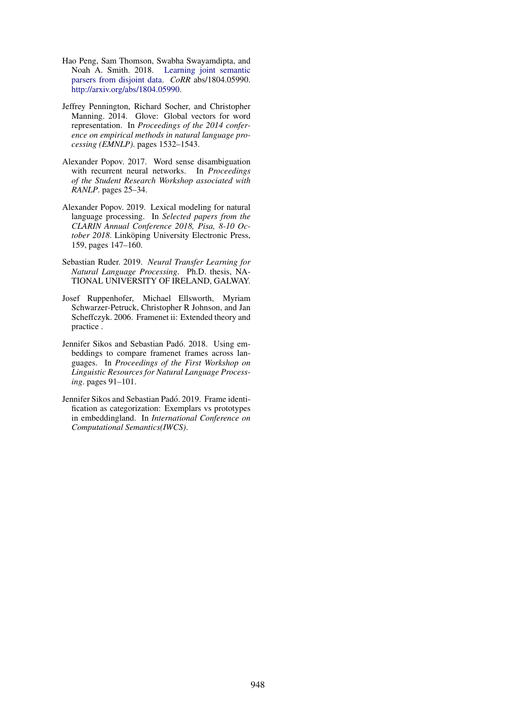Hao Peng, Sam Thomson, Swabha Swayamdipta, and Noah A. Smith. 2018. Learning joint semantic parsers from disjoint data. *CoRR* abs/1804.05990. http://arxiv.org/abs/1804.05990.

Jeffrey Pennington, Richard Socher, and Christopher Manning. 2014. Glove: Global vectors for word representation. In *Proceedings of the 2014 conference on empirical methods in natural language processing (EMNLP)*. pages 1532–1543.

Alexander Popov. 2017. Word sense disambiguation with recurrent neural networks. In *Proceedings of the Student Research Workshop associated with RANLP*. pages 25–34.

Alexander Popov. 2019. Lexical modeling for natural language processing. In *Selected papers from the CLARIN Annual Conference 2018, Pisa, 8-10 October 2018*. Linköping University Electronic Press, 159, pages 147–160.

Sebastian Ruder. 2019. *Neural Transfer Learning for Natural Language Processing*. Ph.D. thesis, NATIONAL UNIVERSITY OF IRELAND, GALWAY.

Josef Ruppenhofer, Michael Ellsworth, Myriam Schwarzer-Petruck, Christopher R Johnson, and Jan Scheffczyk. 2006. Framenet ii: Extended theory and practice .

Jennifer Sikos and Sebastian Padó. 2018. Using embeddings to compare framenet frames across languages. In *Proceedings of the First Workshop on Linguistic Resources for Natural Language Processing*. pages 91–101.

Jennifer Sikos and Sebastian Padó. 2019. Frame identification as categorization: Exemplars vs prototypes in embeddingland. In *International Conference on Computational Semantics(IWCS)*.